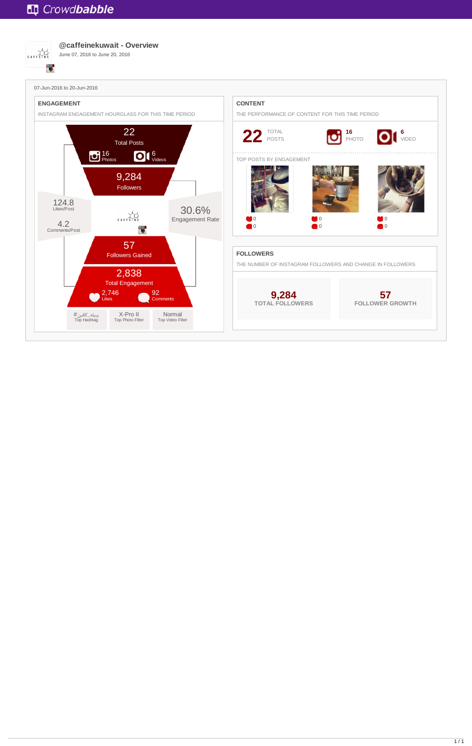Crowdbabble

# @caffeinekuwait - Overview

June 07, 2016 to June 20, 2016

07-Jun-2016 to 20-Jun-2016

## ENGAGEMENT

INSTAGRAM ENGAGEMENT HOURGLASS FOR THIS TIME PERIOD

22
Total Posts

16 Photos
6 Videos

9,284
Followers

124.8
Likes/Post

4.2
Comments/Post

30.6%
Engagement Rate

57
Followers Gained

2,838
Total Engagement

2,746 Likes
92 Comments

| #بيبله_كافين | X-Pro II | Normal |
|---|---|---|
| Top Hashtag | Top Photo Filter | Top Video Filter |

## CONTENT

THE PERFORMANCE OF CONTENT FOR THIS TIME PERIOD

22 TOTAL POSTS

16 PHOTO

6 VIDEO

TOP POSTS BY ENGAGEMENT

| Post 1 | Post 2 | Post 3 |
|---|---|---|
| 0 | 0 | 0 |
| 0 | 0 | 0 |

## FOLLOWERS

THE NUMBER OF INSTAGRAM FOLLOWERS AND CHANGE IN FOLLOWERS

9,284
TOTAL FOLLOWERS

57
FOLLOWER GROWTH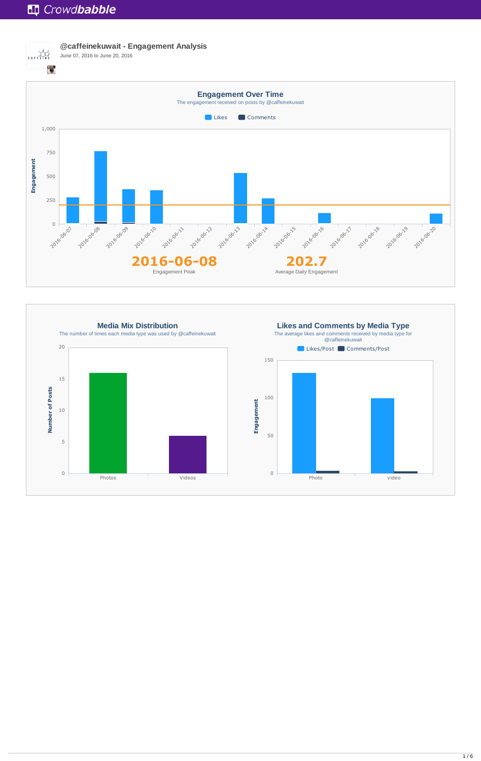Crowdbabble

## @caffeinekuwait - Engagement Analysis

June 07, 2016 to June 20, 2016

### Engagement Over Time

The engagement received on posts by @caffeinekuwait

Likes | Comments

**2016-06-08**
Engagement Peak

**202.7**
Average Daily Engagement

### Media Mix Distribution

The number of times each media type was used by @caffeinekuwait

### Likes and Comments by Media Type

The average likes and comments received by media type for @caffeinekuwait

Likes/Post | Comments/Post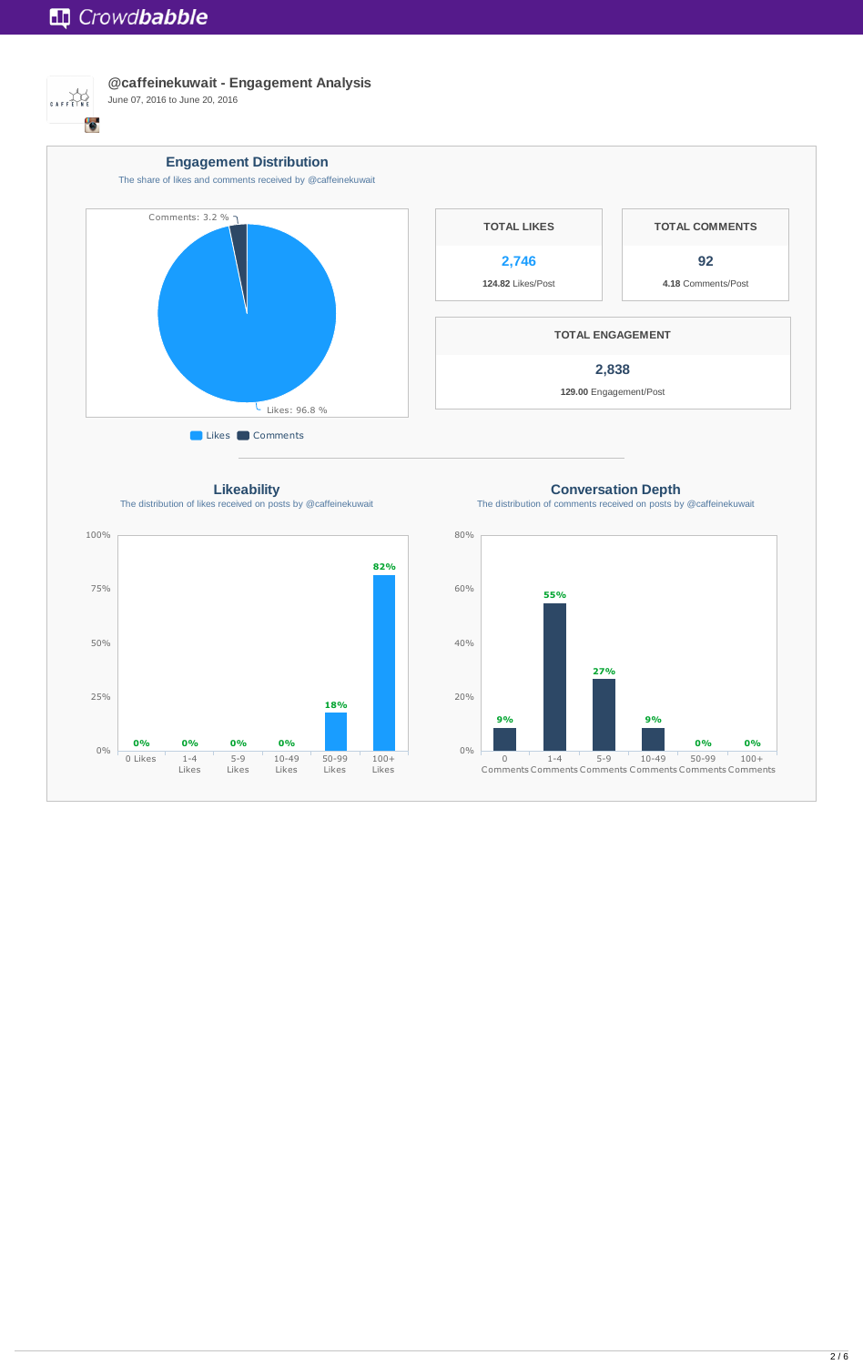## @caffeinekuwait - Engagement Analysis

June 07, 2016 to June 20, 2016

### Engagement Distribution

The share of likes and comments received by @caffeinekuwait

Comments: 3.2 %

Likes: 96.8 %

Likes | Comments

| TOTAL LIKES | TOTAL COMMENTS |
|---|---|
| 2,746 | 92 |
| 124.82 Likes/Post | 4.18 Comments/Post |

| TOTAL ENGAGEMENT |
|---|
| 2,838 |
| 129.00 Engagement/Post |

### Likeability

The distribution of likes received on posts by @caffeinekuwait

| 0 Likes | 1-4 Likes | 5-9 Likes | 10-49 Likes | 50-99 Likes | 100+ Likes |
|---|---|---|---|---|---|
| 0% | 0% | 0% | 0% | 18% | 82% |

### Conversation Depth

The distribution of comments received on posts by @caffeinekuwait

| 0 Comments | 1-4 Comments | 5-9 Comments | 10-49 Comments | 50-99 Comments | 100+ Comments |
|---|---|---|---|---|---|
| 9% | 55% | 27% | 9% | 0% | 0% |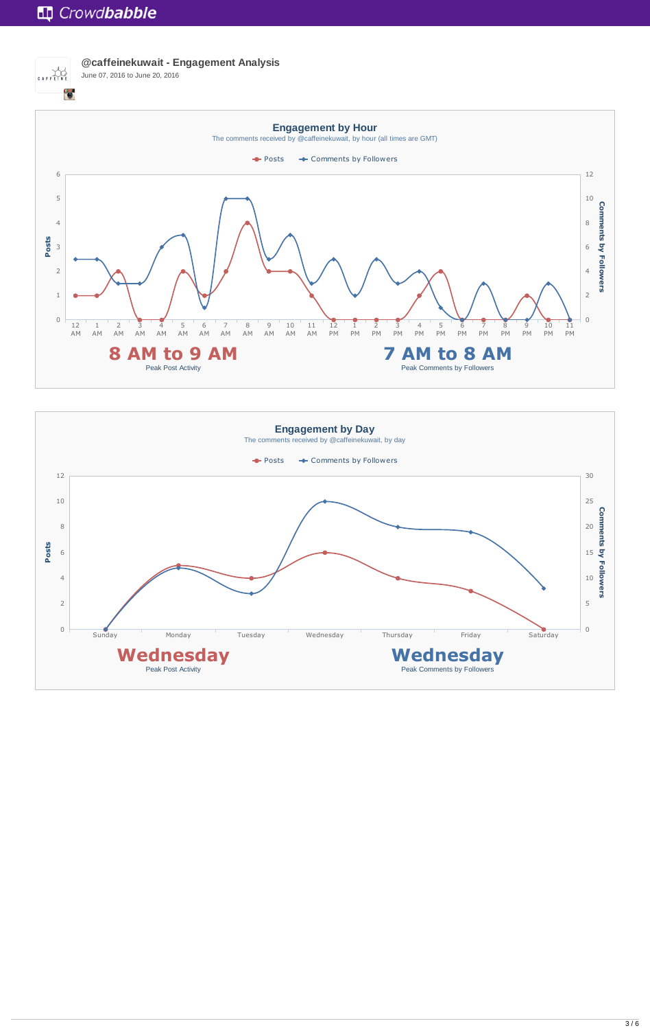**@caffeinekuwait - Engagement Analysis**

June 07, 2016 to June 20, 2016

## Engagement by Hour

The comments received by @caffeinekuwait, by hour (all times are GMT)

Posts — Comments by Followers

**8 AM to 9 AM**

Peak Post Activity

**7 AM to 8 AM**

Peak Comments by Followers

## Engagement by Day

The comments received by @caffeinekuwait, by day

Posts — Comments by Followers

**Wednesday**

Peak Post Activity

**Wednesday**

Peak Comments by Followers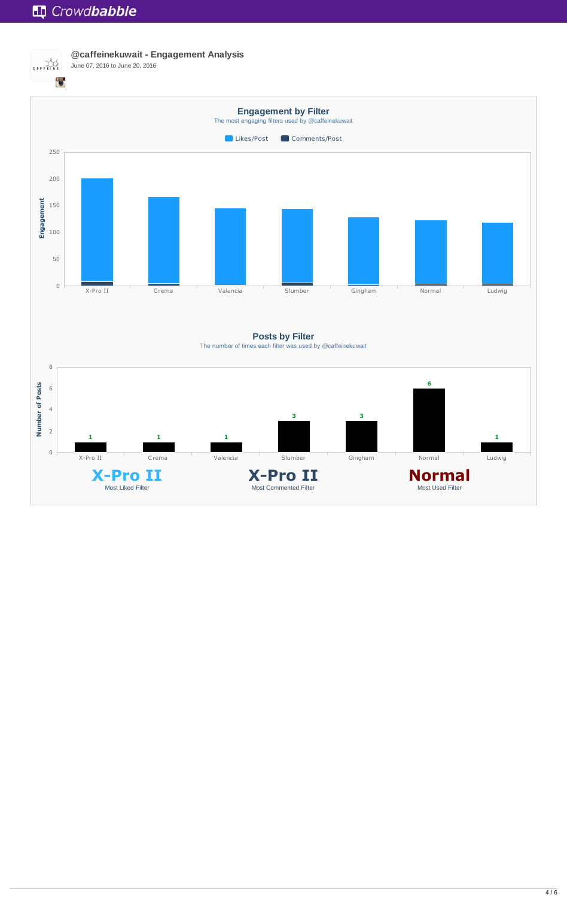## @caffeinekuwait - Engagement Analysis

June 07, 2016 to June 20, 2016

### Engagement by Filter

The most engaging filters used by @caffeinekuwait

Likes/Post | Comments/Post

### Posts by Filter

The number of times each filter was used by @caffeinekuwait

| Filter | Number of Posts |
| --- | --- |
| X-Pro II | 1 |
| Crema | 1 |
| Valencia | 1 |
| Slumber | 3 |
| Gingham | 3 |
| Normal | 6 |
| Ludwig | 1 |

**X-Pro II**
Most Liked Filter

**X-Pro II**
Most Commented Filter

**Normal**
Most Used Filter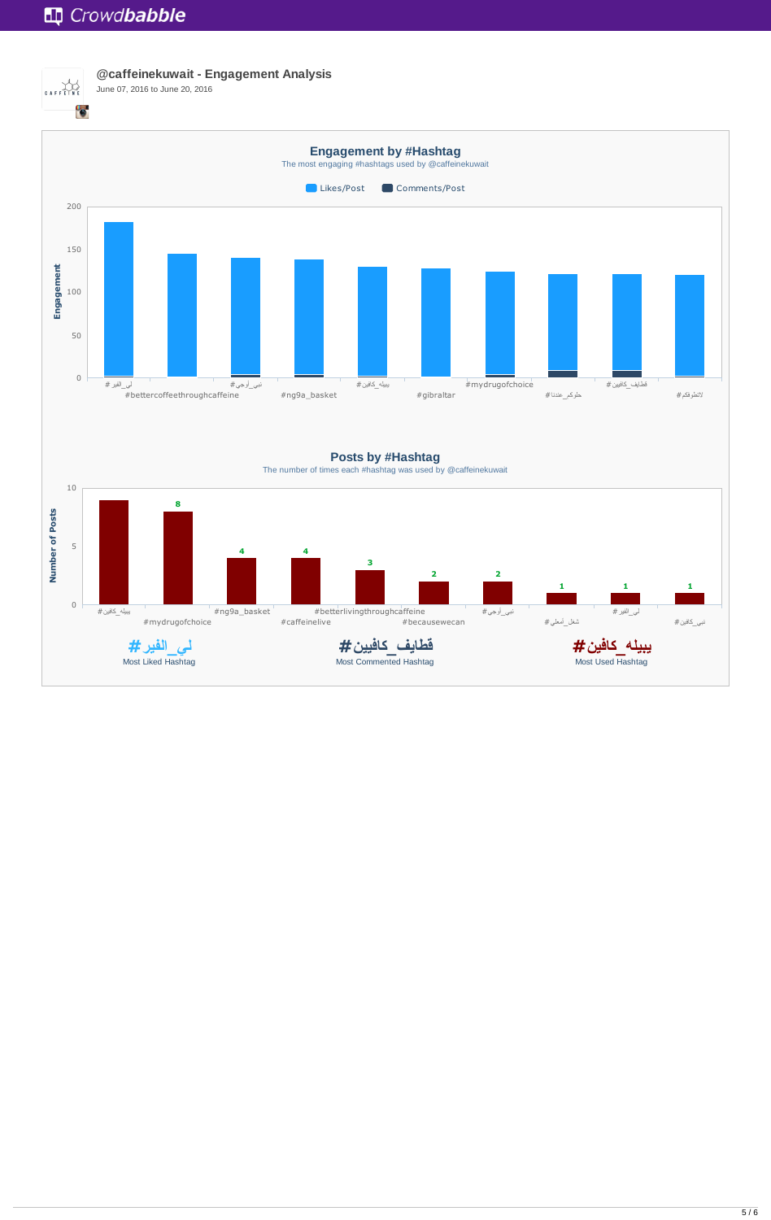## @caffeinekuwait - Engagement Analysis

June 07, 2016 to June 20, 2016

### Engagement by #Hashtag

The most engaging #hashtags used by @caffeinekuwait

Likes/Post | Comments/Post

| Hashtag | Likes/Post (approx.) |
|---|---|
| #لي_الفير | 182 |
| #bettercoffeethroughcaffeine | 145 |
| #نبي_ارجي | 140 |
| #ng9a_basket | 138 |
| #بيبله_كافين | 130 |
| #gibraltar | 128 |
| #mydrugofchoice | 124 |
| #حلوكم_عندنا | 121 |
| #قطايف_كافيين | 121 |
| #لاتطوفكم | 120 |

### Posts by #Hashtag

The number of times each #hashtag was used by @caffeinekuwait

| Hashtag | Number of Posts |
|---|---|
| #بيبله_كافين | 9 |
| #mydrugofchoice | 8 |
| #ng9a_basket | 4 |
| #caffeinelive | 4 |
| #betterlivingthroughcaffeine | 3 |
| #becausewecan | 2 |
| #نبي_ارجي | 2 |
| #شغل_أهلي | 1 |
| #لي_الفير | 1 |
| #نبي_كافين | 1 |

**#لي_الفير** — Most Liked Hashtag

**#قطايف_كافيين** — Most Commented Hashtag

**#بيبله_كافين** — Most Used Hashtag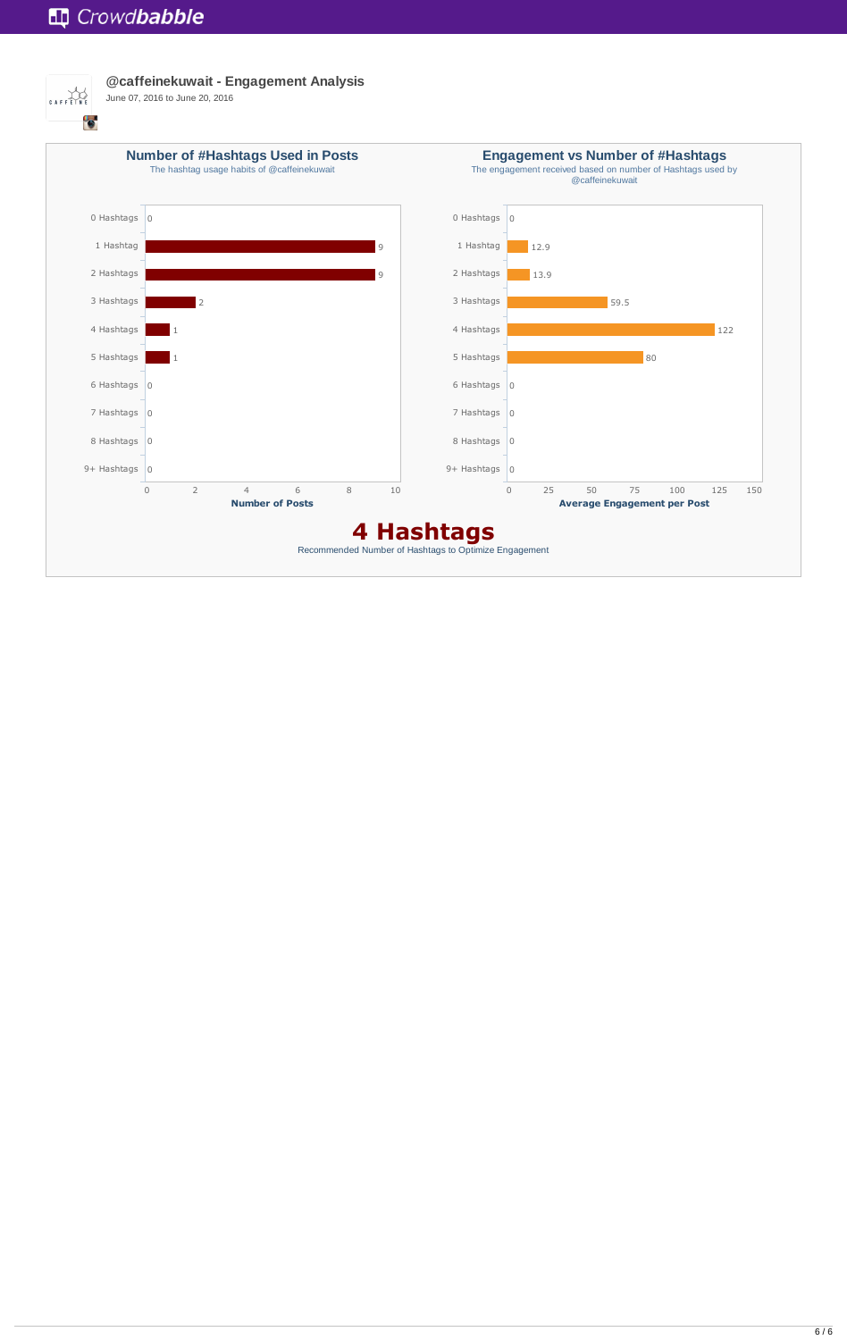Crowd**babble**

## @caffeinekuwait - Engagement Analysis

June 07, 2016 to June 20, 2016

### Number of #Hashtags Used in Posts

The hashtag usage habits of @caffeinekuwait

| Hashtags | Number of Posts |
|---|---|
| 0 Hashtags | 0 |
| 1 Hashtag | 9 |
| 2 Hashtags | 9 |
| 3 Hashtags | 2 |
| 4 Hashtags | 1 |
| 5 Hashtags | 1 |
| 6 Hashtags | 0 |
| 7 Hashtags | 0 |
| 8 Hashtags | 0 |
| 9+ Hashtags | 0 |

### Engagement vs Number of #Hashtags

The engagement received based on number of Hashtags used by @caffeinekuwait

| Hashtags | Average Engagement per Post |
|---|---|
| 0 Hashtags | 0 |
| 1 Hashtag | 12.9 |
| 2 Hashtags | 13.9 |
| 3 Hashtags | 59.5 |
| 4 Hashtags | 122 |
| 5 Hashtags | 80 |
| 6 Hashtags | 0 |
| 7 Hashtags | 0 |
| 8 Hashtags | 0 |
| 9+ Hashtags | 0 |

## 4 Hashtags

Recommended Number of Hashtags to Optimize Engagement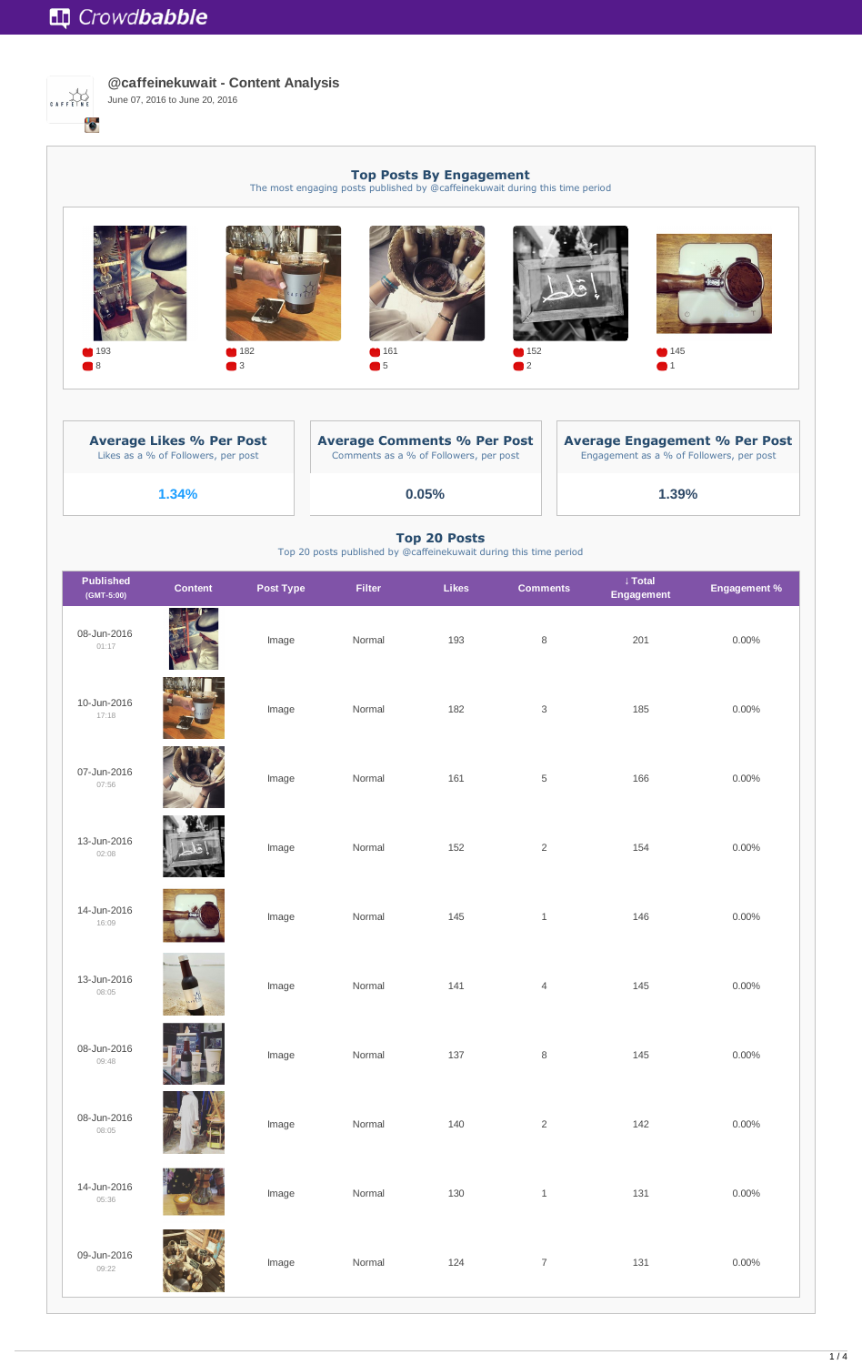# @caffeinekuwait - Content Analysis

June 07, 2016 to June 20, 2016

## Top Posts By Engagement

The most engaging posts published by @caffeinekuwait during this time period

| Likes | Comments |
|---|---|
| 193 | 8 |
| 182 | 3 |
| 161 | 5 |
| 152 | 2 |
| 145 | 1 |

| Average Likes % Per Post | Average Comments % Per Post | Average Engagement % Per Post |
|---|---|---|
| Likes as a % of Followers, per post | Comments as a % of Followers, per post | Engagement as a % of Followers, per post |
| 1.34% | 0.05% | 1.39% |

## Top 20 Posts

Top 20 posts published by @caffeinekuwait during this time period

| Published (GMT-5:00) | Content | Post Type | Filter | Likes | Comments | ↓ Total Engagement | Engagement % |
|---|---|---|---|---|---|---|---|
| 08-Jun-2016 01:17 | | Image | Normal | 193 | 8 | 201 | 0.00% |
| 10-Jun-2016 17:18 | | Image | Normal | 182 | 3 | 185 | 0.00% |
| 07-Jun-2016 07:56 | | Image | Normal | 161 | 5 | 166 | 0.00% |
| 13-Jun-2016 02:08 | | Image | Normal | 152 | 2 | 154 | 0.00% |
| 14-Jun-2016 16:09 | | Image | Normal | 145 | 1 | 146 | 0.00% |
| 13-Jun-2016 08:05 | | Image | Normal | 141 | 4 | 145 | 0.00% |
| 08-Jun-2016 09:48 | | Image | Normal | 137 | 8 | 145 | 0.00% |
| 08-Jun-2016 08:05 | | Image | Normal | 140 | 2 | 142 | 0.00% |
| 14-Jun-2016 05:36 | | Image | Normal | 130 | 1 | 131 | 0.00% |
| 09-Jun-2016 09:22 | | Image | Normal | 124 | 7 | 131 | 0.00% |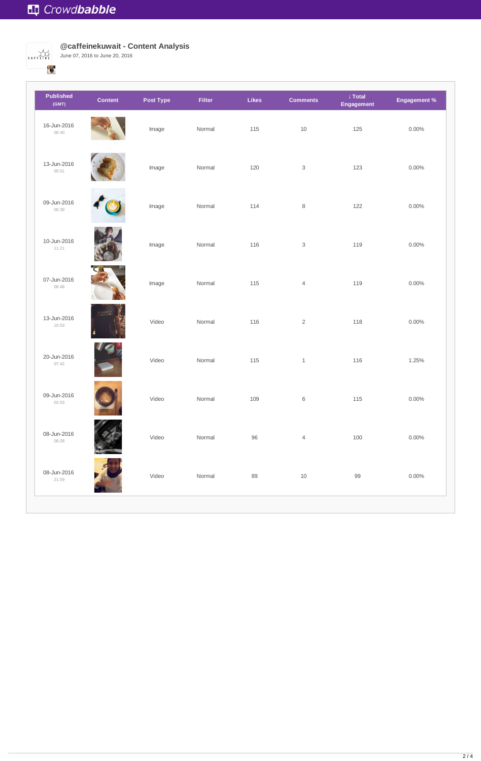Crowdbabble

## @caffeinekuwait - Content Analysis

June 07, 2016 to June 20, 2016

| Published (GMT) | Content | Post Type | Filter | Likes | Comments | ↓ Total Engagement | Engagement % |
|---|---|---|---|---|---|---|---|
| 16-Jun-2016 06:40 | | Image | Normal | 115 | 10 | 125 | 0.00% |
| 13-Jun-2016 05:51 | | Image | Normal | 120 | 3 | 123 | 0.00% |
| 09-Jun-2016 00:39 | | Image | Normal | 114 | 8 | 122 | 0.00% |
| 10-Jun-2016 11:21 | | Image | Normal | 116 | 3 | 119 | 0.00% |
| 07-Jun-2016 08:48 | | Image | Normal | 115 | 4 | 119 | 0.00% |
| 13-Jun-2016 10:53 | | Video | Normal | 116 | 2 | 118 | 0.00% |
| 20-Jun-2016 07:42 | | Video | Normal | 115 | 1 | 116 | 1.25% |
| 09-Jun-2016 02:03 | | Video | Normal | 109 | 6 | 115 | 0.00% |
| 08-Jun-2016 08:28 | | Video | Normal | 96 | 4 | 100 | 0.00% |
| 08-Jun-2016 21:59 | | Video | Normal | 89 | 10 | 99 | 0.00% |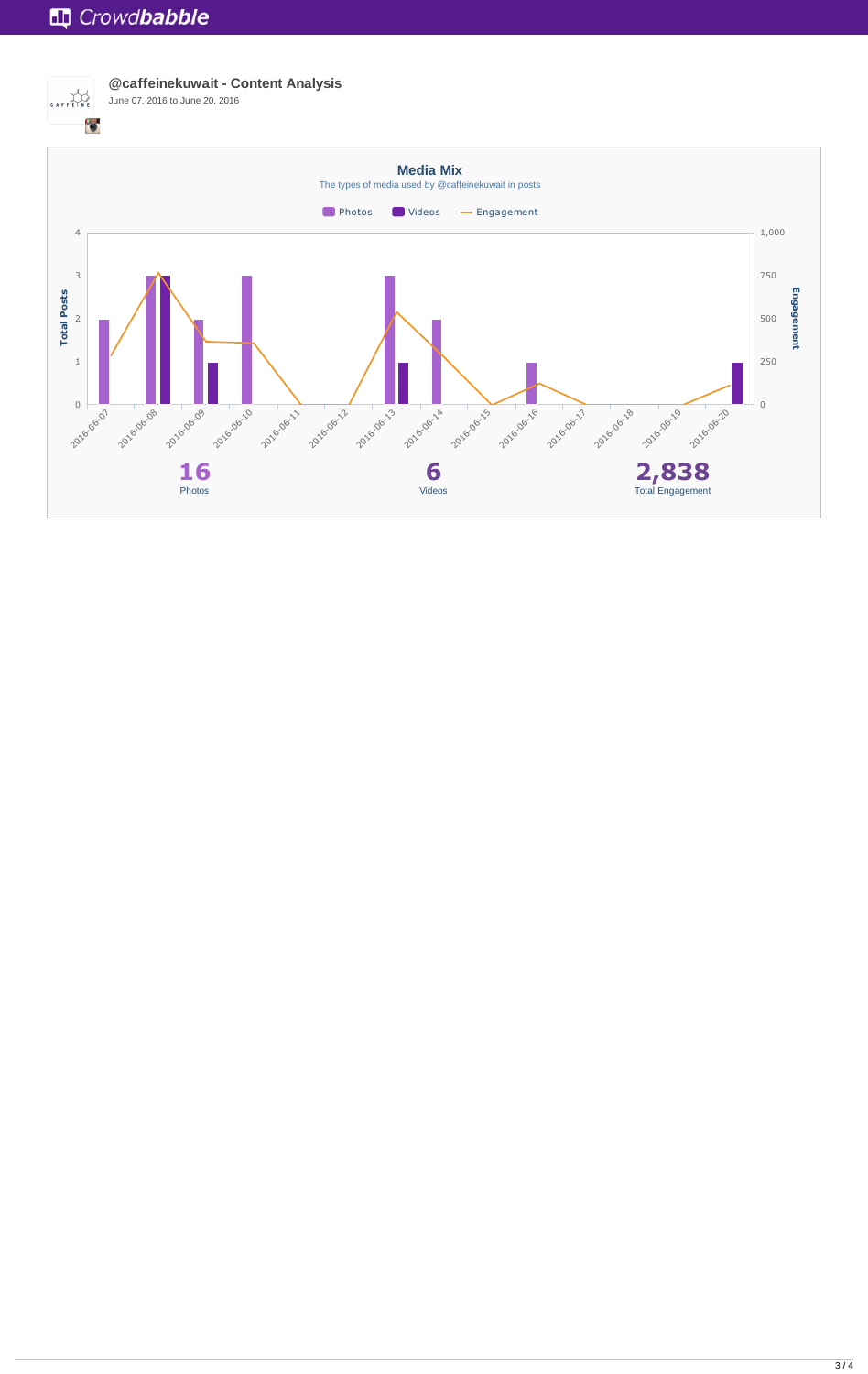Crowdbabble

## @caffeinekuwait - Content Analysis

June 07, 2016 to June 20, 2016

### Media Mix

The types of media used by @caffeinekuwait in posts

Photos · Videos · Engagement

**16**
Photos

**6**
Videos

**2,838**
Total Engagement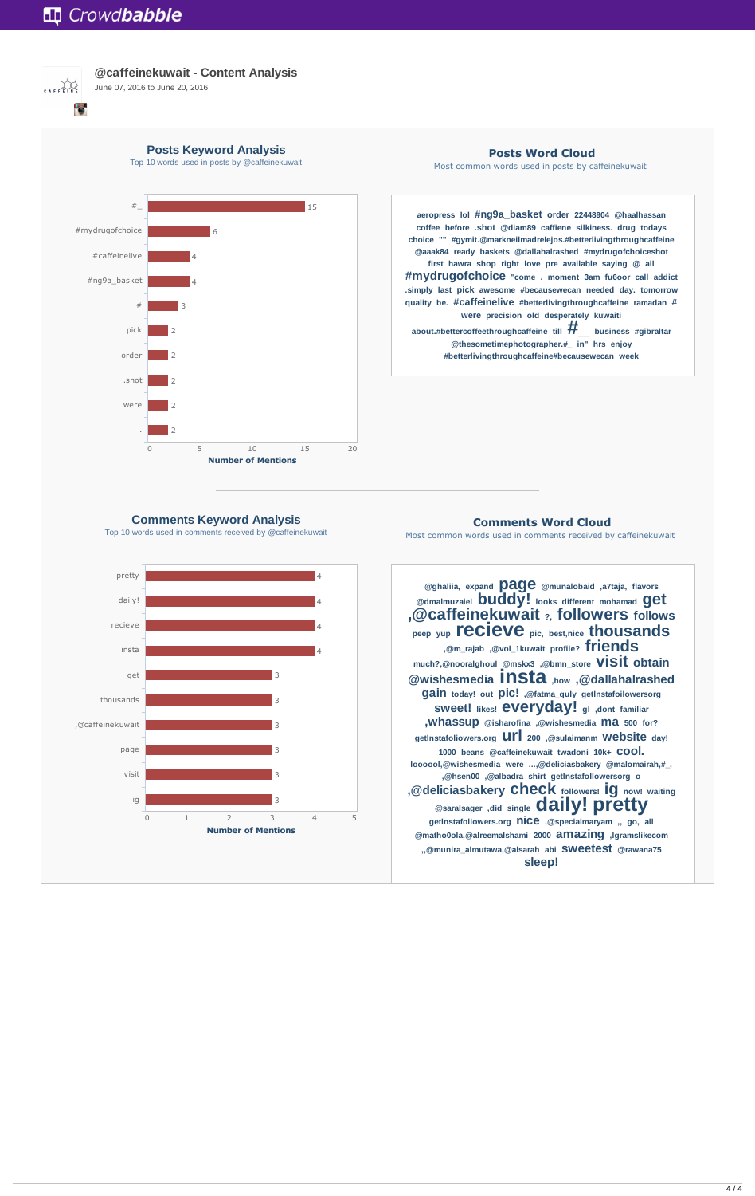# @caffeinekuwait - Content Analysis

June 07, 2016 to June 20, 2016

## Posts Keyword Analysis

Top 10 words used in posts by @caffeinekuwait

#_
#mydrugofchoice
#caffeinelive
#ng9a_basket
#
pick
order
.shot
were
.

15
6
4
4
3
2
2
2
2
2

0 5 10 15 20

Number of Mentions

## Posts Word Cloud

Most common words used in posts by caffeinekuwait

aeropress lol #ng9a_basket order 22448904 @haalhassan coffee before .shot @diam89 caffiene silkiness. drug todays choice "" #gymit.@markneilmadrelejos.#betterlivingthroughcaffeine @aaak84 ready baskets @dallahalrashed #mydrugofchoiceshot first hawra shop right love pre available saying @ all #mydrugofchoice "come . moment 3am fu6oor call addict .simply last pick awesome #becausewecan needed day. tomorrow quality be. #caffeinelive #betterlivingthroughcaffeine ramadan # were precision old desperately kuwaiti about.#bettercoffeethroughcaffeine till #__ business #gibraltar @thesometimephotographer.#_ in" hrs enjoy #betterlivingthroughcaffeine#becausewecan week

## Comments Keyword Analysis

Top 10 words used in comments received by @caffeinekuwait

pretty
daily!
recieve
insta
get
thousands
,@caffeinekuwait
page
visit
ig

4
4
4
4
3
3
3
3
3
3

0 1 2 3 4 5

Number of Mentions

## Comments Word Cloud

Most common words used in comments received by caffeinekuwait

@ghaliia, expand page @munalobaid ,a7taja, flavors @dmalmuzaiel buddy! looks different mohamad get ,@caffeinekuwait ?, followers follows peep yup recieve pic, best,nice thousands ,@m_rajab ,@vol_1kuwait profile? friends much?,@nooralghoul ,@mskx3 ,@bmn_store visit obtain @wishesmedia insta ,how ,@dallahalrashed gain today! out pic! ,@fatma_quly getlnstafollowersorg sweet! likes! everyday! gl ,dont familiar ,whassup @isharofina ,@wishesmedia ma 500 for? getlnstafoliowers.org url 200 ,@sulaimanm website day! 1000 beans @caffeinekuwait twadoni 10k+ cool. loooool,@wishesmedia were ....,@deliciasbakery @malomairah,#_, ,@hsen00 ,@albadra shirt getlnstafollowersorg o ,@deliciasbakery check followers! ig now! waiting @saralsager ,did single daily! pretty getlnstafollowers.org nice ,@specialmaryam ,, go, all @matho0ola,@alreemalshami 2000 amazing ,lgramslikecom ,,@munira_almutawa,@alsarah abi sweetest @rawana75 sleep!